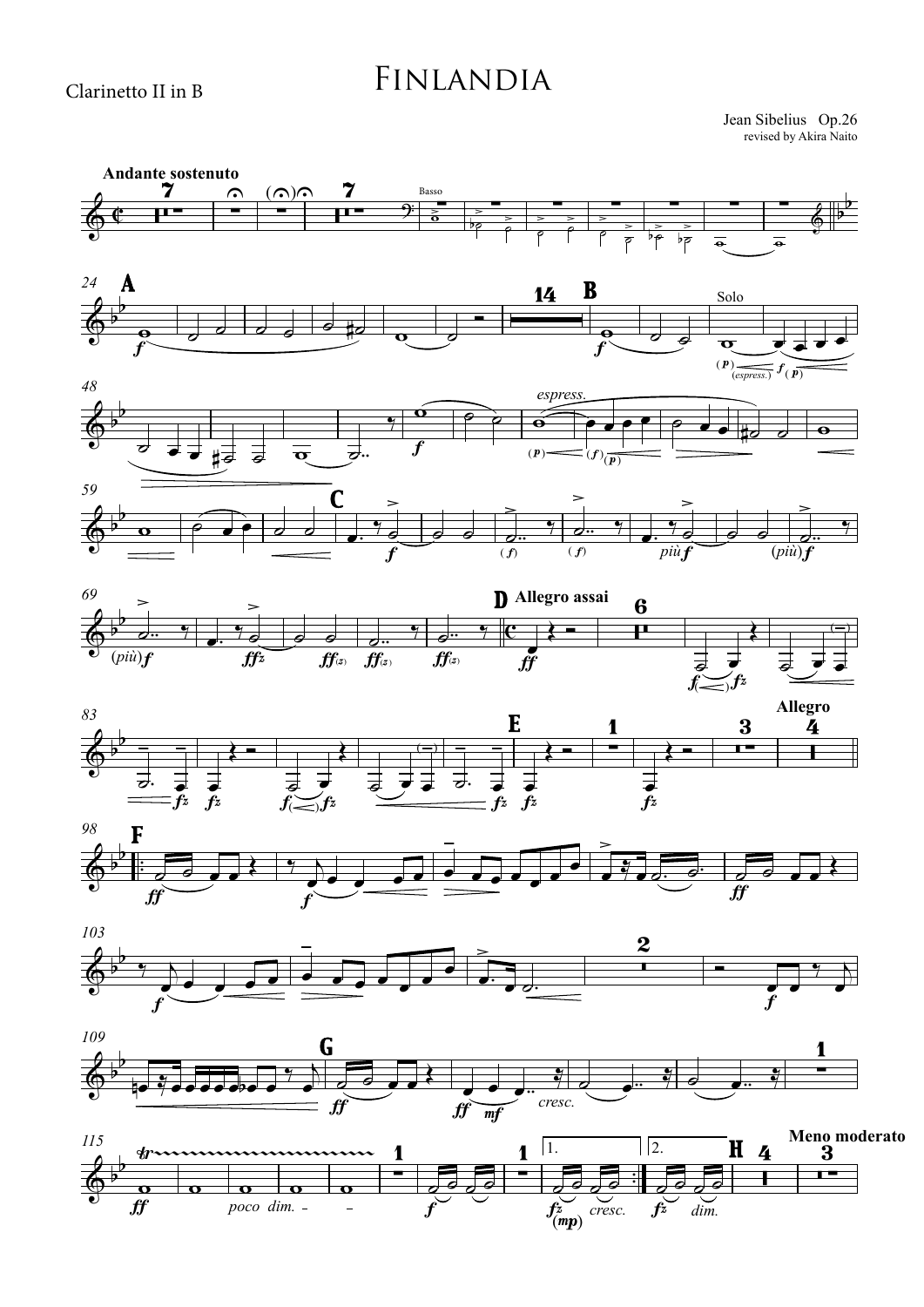Clarinetto II in B

# Finlandia

Jean Sibelius Op.26
revised by Akira Naito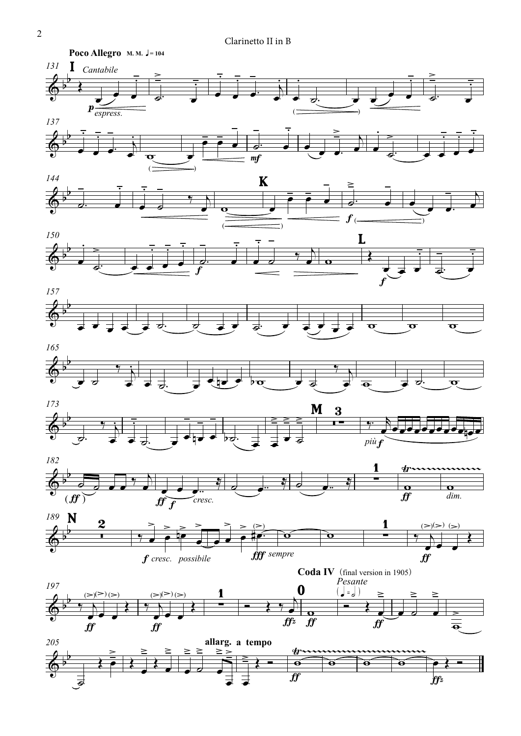**Poco Allegro** M. M. ♩= 104

**I** *Cantabile*

**Coda IV** (final version in 1905)

*Pesante*

**allarg. a tempo**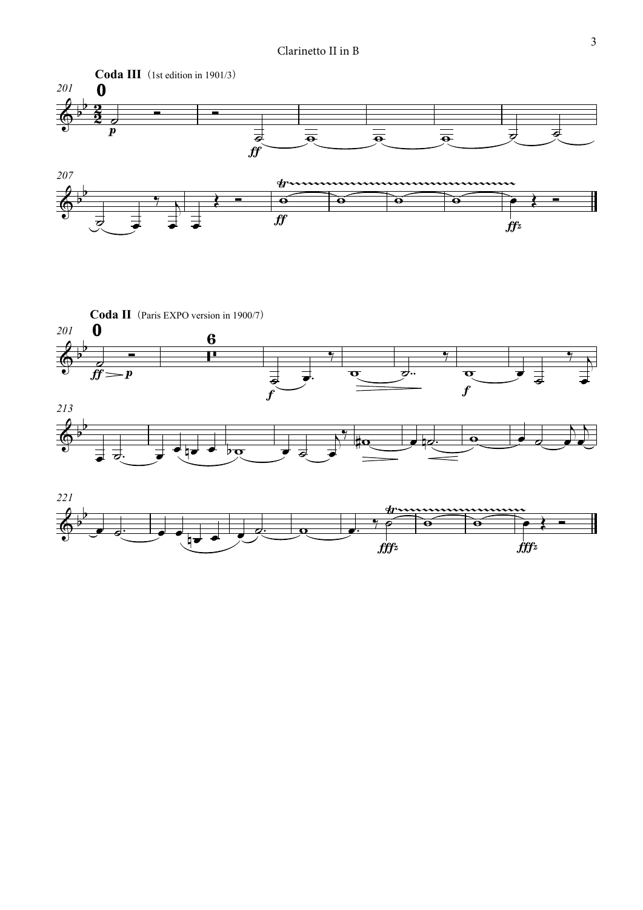## Coda III（1st edition in 1901/3）

## Coda II（Paris EXPO version in 1900/7）